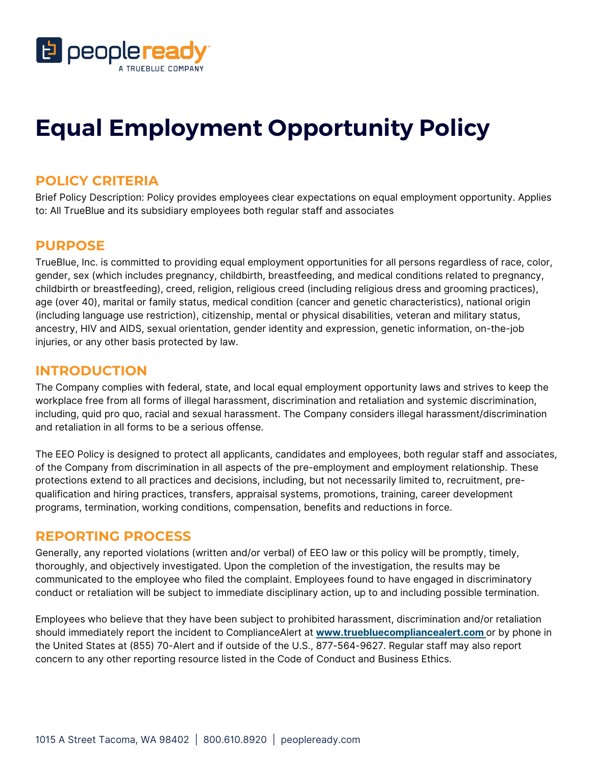# Equal Employment Opportunity Policy

## POLICY CRITERIA

Brief Policy Description: Policy provides employees clear expectations on equal employment opportunity. Applies to: All TrueBlue and its subsidiary employees both regular staff and associates

## PURPOSE

TrueBlue, Inc. is committed to providing equal employment opportunities for all persons regardless of race, color, gender, sex (which includes pregnancy, childbirth, breastfeeding, and medical conditions related to pregnancy, childbirth or breastfeeding), creed, religion, religious creed (including religious dress and grooming practices), age (over 40), marital or family status, medical condition (cancer and genetic characteristics), national origin (including language use restriction), citizenship, mental or physical disabilities, veteran and military status, ancestry, HIV and AIDS, sexual orientation, gender identity and expression, genetic information, on-the-job injuries, or any other basis protected by law.

## INTRODUCTION

The Company complies with federal, state, and local equal employment opportunity laws and strives to keep the workplace free from all forms of illegal harassment, discrimination and retaliation and systemic discrimination, including, quid pro quo, racial and sexual harassment. The Company considers illegal harassment/discrimination and retaliation in all forms to be a serious offense.

The EEO Policy is designed to protect all applicants, candidates and employees, both regular staff and associates, of the Company from discrimination in all aspects of the pre-employment and employment relationship. These protections extend to all practices and decisions, including, but not necessarily limited to, recruitment, pre-qualification and hiring practices, transfers, appraisal systems, promotions, training, career development programs, termination, working conditions, compensation, benefits and reductions in force.

## REPORTING PROCESS

Generally, any reported violations (written and/or verbal) of EEO law or this policy will be promptly, timely, thoroughly, and objectively investigated. Upon the completion of the investigation, the results may be communicated to the employee who filed the complaint. Employees found to have engaged in discriminatory conduct or retaliation will be subject to immediate disciplinary action, up to and including possible termination.

Employees who believe that they have been subject to prohibited harassment, discrimination and/or retaliation should immediately report the incident to ComplianceAlert at **www.truebluecompliancealert.com** or by phone in the United States at (855) 70-Alert and if outside of the U.S., 877-564-9627. Regular staff may also report concern to any other reporting resource listed in the Code of Conduct and Business Ethics.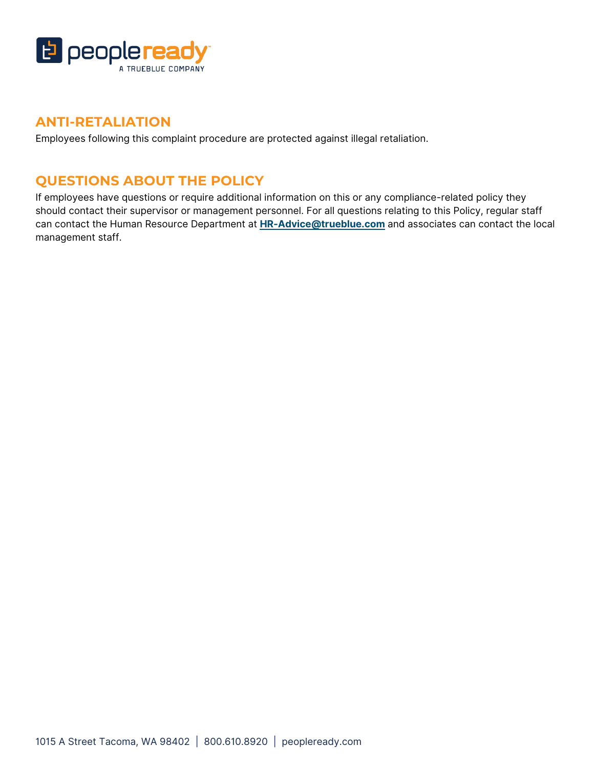## ANTI-RETALIATION

Employees following this complaint procedure are protected against illegal retaliation.

## QUESTIONS ABOUT THE POLICY

If employees have questions or require additional information on this or any compliance-related policy they should contact their supervisor or management personnel. For all questions relating to this Policy, regular staff can contact the Human Resource Department at **HR-Advice@trueblue.com** and associates can contact the local management staff.